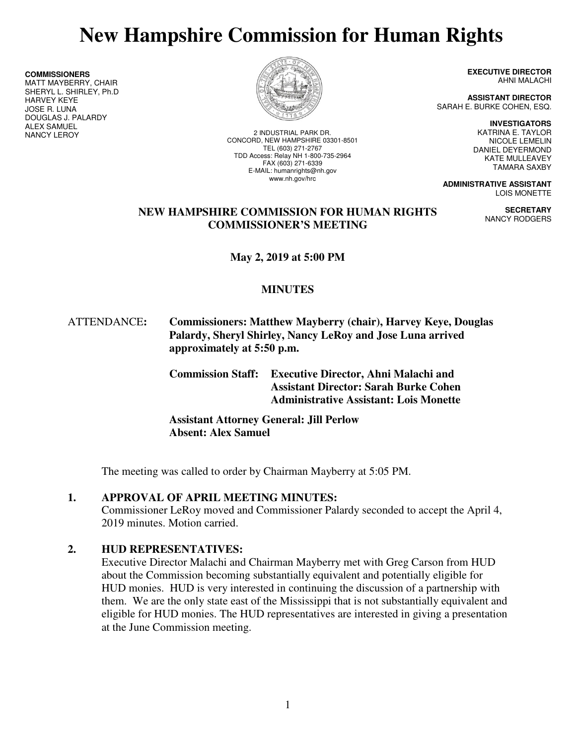# New Hampshire Commission for Human Rights

**COMMISSIONERS**
MATT MAYBERRY, CHAIR
SHERYL L. SHIRLEY, Ph.D
HARVEY KEYE
JOSE R. LUNA
DOUGLAS J. PALARDY
ALEX SAMUEL
NANCY LEROY

2 INDUSTRIAL PARK DR.
CONCORD, NEW HAMPSHIRE 03301-8501
TEL (603) 271-2767
TDD Access: Relay NH 1-800-735-2964
FAX (603) 271-6339
E-MAIL: humanrights@nh.gov
www.nh.gov/hrc

**EXECUTIVE DIRECTOR**
AHNI MALACHI

**ASSISTANT DIRECTOR**
SARAH E. BURKE COHEN, ESQ.

**INVESTIGATORS**
KATRINA E. TAYLOR
NICOLE LEMELIN
DANIEL DEYERMOND
KATE MULLEAVEY
TAMARA SAXBY

**ADMINISTRATIVE ASSISTANT**
LOIS MONETTE

**SECRETARY**
NANCY RODGERS

**NEW HAMPSHIRE COMMISSION FOR HUMAN RIGHTS**
**COMMISSIONER'S MEETING**

**May 2, 2019 at 5:00 PM**

**MINUTES**

ATTENDANCE: **Commissioners: Matthew Mayberry (chair), Harvey Keye, Douglas Palardy, Sheryl Shirley, Nancy LeRoy and Jose Luna arrived approximately at 5:50 p.m.**

**Commission Staff: Executive Director, Ahni Malachi and**
**Assistant Director: Sarah Burke Cohen**
**Administrative Assistant: Lois Monette**

**Assistant Attorney General: Jill Perlow**
**Absent: Alex Samuel**

The meeting was called to order by Chairman Mayberry at 5:05 PM.

**1. APPROVAL OF APRIL MEETING MINUTES:**
Commissioner LeRoy moved and Commissioner Palardy seconded to accept the April 4, 2019 minutes. Motion carried.

**2. HUD REPRESENTATIVES:**
Executive Director Malachi and Chairman Mayberry met with Greg Carson from HUD about the Commission becoming substantially equivalent and potentially eligible for HUD monies. HUD is very interested in continuing the discussion of a partnership with them. We are the only state east of the Mississippi that is not substantially equivalent and eligible for HUD monies. The HUD representatives are interested in giving a presentation at the June Commission meeting.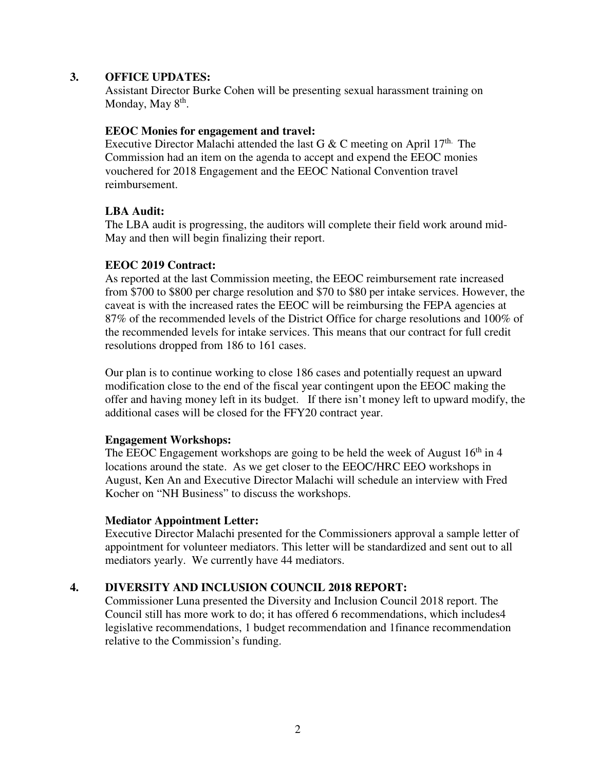## 3. OFFICE UPDATES:

Assistant Director Burke Cohen will be presenting sexual harassment training on Monday, May 8th.

**EEOC Monies for engagement and travel:**
Executive Director Malachi attended the last G & C meeting on April 17th. The Commission had an item on the agenda to accept and expend the EEOC monies vouchered for 2018 Engagement and the EEOC National Convention travel reimbursement.

**LBA Audit:**
The LBA audit is progressing, the auditors will complete their field work around mid-May and then will begin finalizing their report.

**EEOC 2019 Contract:**
As reported at the last Commission meeting, the EEOC reimbursement rate increased from $700 to $800 per charge resolution and $70 to $80 per intake services. However, the caveat is with the increased rates the EEOC will be reimbursing the FEPA agencies at 87% of the recommended levels of the District Office for charge resolutions and 100% of the recommended levels for intake services. This means that our contract for full credit resolutions dropped from 186 to 161 cases.

Our plan is to continue working to close 186 cases and potentially request an upward modification close to the end of the fiscal year contingent upon the EEOC making the offer and having money left in its budget. If there isn't money left to upward modify, the additional cases will be closed for the FFY20 contract year.

**Engagement Workshops:**
The EEOC Engagement workshops are going to be held the week of August 16th in 4 locations around the state. As we get closer to the EEOC/HRC EEO workshops in August, Ken An and Executive Director Malachi will schedule an interview with Fred Kocher on "NH Business" to discuss the workshops.

**Mediator Appointment Letter:**
Executive Director Malachi presented for the Commissioners approval a sample letter of appointment for volunteer mediators. This letter will be standardized and sent out to all mediators yearly. We currently have 44 mediators.

## 4. DIVERSITY AND INCLUSION COUNCIL 2018 REPORT:

Commissioner Luna presented the Diversity and Inclusion Council 2018 report. The Council still has more work to do; it has offered 6 recommendations, which includes4 legislative recommendations, 1 budget recommendation and 1finance recommendation relative to the Commission's funding.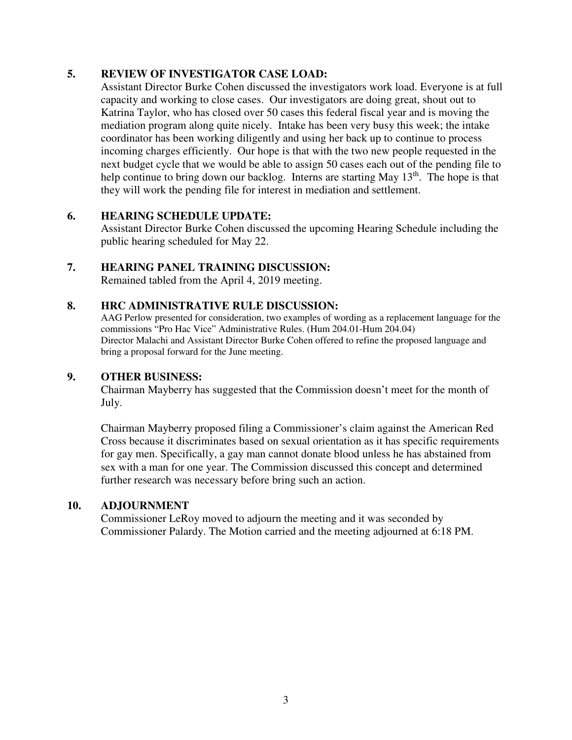## 5. REVIEW OF INVESTIGATOR CASE LOAD:

Assistant Director Burke Cohen discussed the investigators work load. Everyone is at full capacity and working to close cases. Our investigators are doing great, shout out to Katrina Taylor, who has closed over 50 cases this federal fiscal year and is moving the mediation program along quite nicely. Intake has been very busy this week; the intake coordinator has been working diligently and using her back up to continue to process incoming charges efficiently. Our hope is that with the two new people requested in the next budget cycle that we would be able to assign 50 cases each out of the pending file to help continue to bring down our backlog. Interns are starting May 13th. The hope is that they will work the pending file for interest in mediation and settlement.

## 6. HEARING SCHEDULE UPDATE:

Assistant Director Burke Cohen discussed the upcoming Hearing Schedule including the public hearing scheduled for May 22.

## 7. HEARING PANEL TRAINING DISCUSSION:

Remained tabled from the April 4, 2019 meeting.

## 8. HRC ADMINISTRATIVE RULE DISCUSSION:

AAG Perlow presented for consideration, two examples of wording as a replacement language for the commissions "Pro Hac Vice" Administrative Rules. (Hum 204.01-Hum 204.04)
Director Malachi and Assistant Director Burke Cohen offered to refine the proposed language and bring a proposal forward for the June meeting.

## 9. OTHER BUSINESS:

Chairman Mayberry has suggested that the Commission doesn't meet for the month of July.

Chairman Mayberry proposed filing a Commissioner's claim against the American Red Cross because it discriminates based on sexual orientation as it has specific requirements for gay men. Specifically, a gay man cannot donate blood unless he has abstained from sex with a man for one year. The Commission discussed this concept and determined further research was necessary before bring such an action.

## 10. ADJOURNMENT

Commissioner LeRoy moved to adjourn the meeting and it was seconded by Commissioner Palardy. The Motion carried and the meeting adjourned at 6:18 PM.